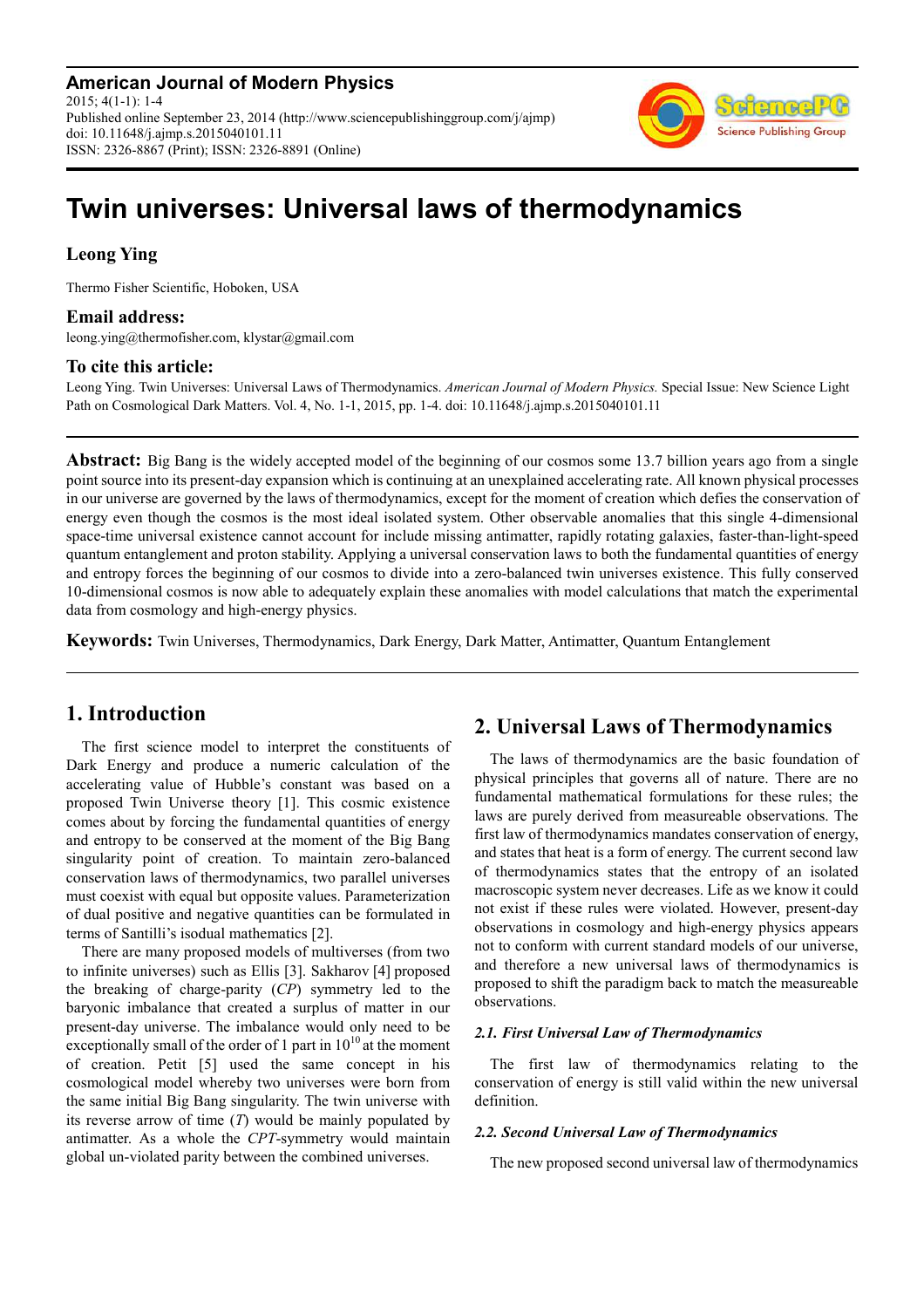# Twin universes: Universal laws of thermodynamics

**Leong Ying**

Thermo Fisher Scientific, Hoboken, USA

### Email address:

leong.ying@thermofisher.com, klystar@gmail.com

### To cite this article:

Leong Ying. Twin Universes: Universal Laws of Thermodynamics. *American Journal of Modern Physics.* Special Issue: New Science Light Path on Cosmological Dark Matters. Vol. 4, No. 1-1, 2015, pp. 1-4. doi: 10.11648/j.ajmp.s.2015040101.11

---

**Abstract:** Big Bang is the widely accepted model of the beginning of our cosmos some 13.7 billion years ago from a single point source into its present-day expansion which is continuing at an unexplained accelerating rate. All known physical processes in our universe are governed by the laws of thermodynamics, except for the moment of creation which defies the conservation of energy even though the cosmos is the most ideal isolated system. Other observable anomalies that this single 4-dimensional space-time universal existence cannot account for include missing antimatter, rapidly rotating galaxies, faster-than-light-speed quantum entanglement and proton stability. Applying a universal conservation laws to both the fundamental quantities of energy and entropy forces the beginning of our cosmos to divide into a zero-balanced twin universes existence. This fully conserved 10-dimensional cosmos is now able to adequately explain these anomalies with model calculations that match the experimental data from cosmology and high-energy physics.

**Keywords:** Twin Universes, Thermodynamics, Dark Energy, Dark Matter, Antimatter, Quantum Entanglement

---

## 1. Introduction

The first science model to interpret the constituents of Dark Energy and produce a numeric calculation of the accelerating value of Hubble's constant was based on a proposed Twin Universe theory [1]. This cosmic existence comes about by forcing the fundamental quantities of energy and entropy to be conserved at the moment of the Big Bang singularity point of creation. To maintain zero-balanced conservation laws of thermodynamics, two parallel universes must coexist with equal but opposite values. Parameterization of dual positive and negative quantities can be formulated in terms of Santilli's isodual mathematics [2].

There are many proposed models of multiverses (from two to infinite universes) such as Ellis [3]. Sakharov [4] proposed the breaking of charge-parity (*CP*) symmetry led to the baryonic imbalance that created a surplus of matter in our present-day universe. The imbalance would only need to be exceptionally small of the order of 1 part in $10^{10}$ at the moment of creation. Petit [5] used the same concept in his cosmological model whereby two universes were born from the same initial Big Bang singularity. The twin universe with its reverse arrow of time (*T*) would be mainly populated by antimatter. As a whole the *CPT*-symmetry would maintain global un-violated parity between the combined universes.

## 2. Universal Laws of Thermodynamics

The laws of thermodynamics are the basic foundation of physical principles that governs all of nature. There are no fundamental mathematical formulations for these rules; the laws are purely derived from measureable observations. The first law of thermodynamics mandates conservation of energy, and states that heat is a form of energy. The current second law of thermodynamics states that the entropy of an isolated macroscopic system never decreases. Life as we know it could not exist if these rules were violated. However, present-day observations in cosmology and high-energy physics appears not to conform with current standard models of our universe, and therefore a new universal laws of thermodynamics is proposed to shift the paradigm back to match the measureable observations.

### 2.1. First Universal Law of Thermodynamics

The first law of thermodynamics relating to the conservation of energy is still valid within the new universal definition.

### 2.2. Second Universal Law of Thermodynamics

The new proposed second universal law of thermodynamics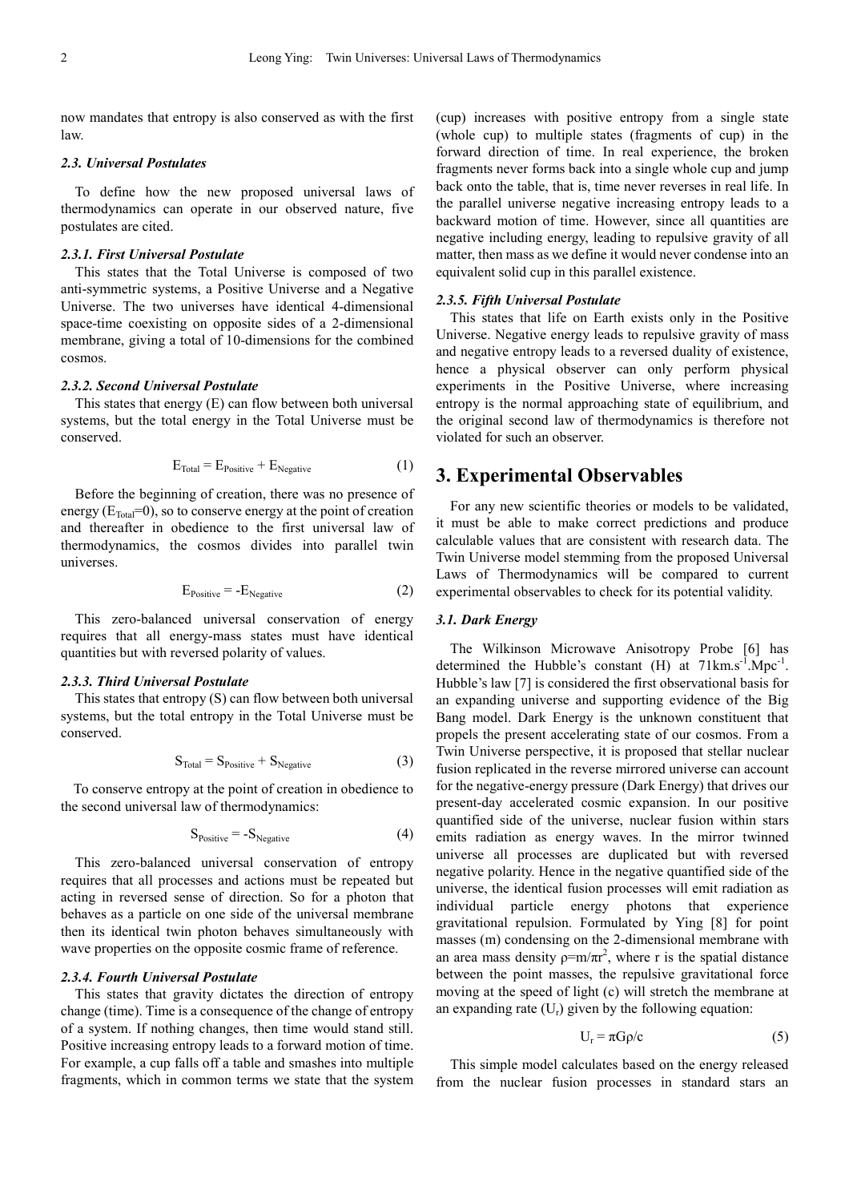now mandates that entropy is also conserved as with the first law.

### 2.3. Universal Postulates

To define how the new proposed universal laws of thermodynamics can operate in our observed nature, five postulates are cited.

#### 2.3.1. First Universal Postulate

This states that the Total Universe is composed of two anti-symmetric systems, a Positive Universe and a Negative Universe. The two universes have identical 4-dimensional space-time coexisting on opposite sides of a 2-dimensional membrane, giving a total of 10-dimensions for the combined cosmos.

#### 2.3.2. Second Universal Postulate

This states that energy (E) can flow between both universal systems, but the total energy in the Total Universe must be conserved.

$$E_{Total} = E_{Positive} + E_{Negative} \tag{1}$$

Before the beginning of creation, there was no presence of energy ($E_{Total}$=0), so to conserve energy at the point of creation and thereafter in obedience to the first universal law of thermodynamics, the cosmos divides into parallel twin universes.

$$E_{Positive} = -E_{Negative} \tag{2}$$

This zero-balanced universal conservation of energy requires that all energy-mass states must have identical quantities but with reversed polarity of values.

#### 2.3.3. Third Universal Postulate

This states that entropy (S) can flow between both universal systems, but the total entropy in the Total Universe must be conserved.

$$S_{Total} = S_{Positive} + S_{Negative} \tag{3}$$

To conserve entropy at the point of creation in obedience to the second universal law of thermodynamics:

$$S_{Positive} = -S_{Negative} \tag{4}$$

This zero-balanced universal conservation of entropy requires that all processes and actions must be repeated but acting in reversed sense of direction. So for a photon that behaves as a particle on one side of the universal membrane then its identical twin photon behaves simultaneously with wave properties on the opposite cosmic frame of reference.

#### 2.3.4. Fourth Universal Postulate

This states that gravity dictates the direction of entropy change (time). Time is a consequence of the change of entropy of a system. If nothing changes, then time would stand still. Positive increasing entropy leads to a forward motion of time. For example, a cup falls off a table and smashes into multiple fragments, which in common terms we state that the system (cup) increases with positive entropy from a single state (whole cup) to multiple states (fragments of cup) in the forward direction of time. In real experience, the broken fragments never forms back into a single whole cup and jump back onto the table, that is, time never reverses in real life. In the parallel universe negative increasing entropy leads to a backward motion of time. However, since all quantities are negative including energy, leading to repulsive gravity of all matter, then mass as we define it would never condense into an equivalent solid cup in this parallel existence.

#### 2.3.5. Fifth Universal Postulate

This states that life on Earth exists only in the Positive Universe. Negative energy leads to repulsive gravity of mass and negative entropy leads to a reversed duality of existence, hence a physical observer can only perform physical experiments in the Positive Universe, where increasing entropy is the normal approaching state of equilibrium, and the original second law of thermodynamics is therefore not violated for such an observer.

## 3. Experimental Observables

For any new scientific theories or models to be validated, it must be able to make correct predictions and produce calculable values that are consistent with research data. The Twin Universe model stemming from the proposed Universal Laws of Thermodynamics will be compared to current experimental observables to check for its potential validity.

### 3.1. Dark Energy

The Wilkinson Microwave Anisotropy Probe [6] has determined the Hubble's constant (H) at $71 km.s^{-1}.Mpc^{-1}$. Hubble's law [7] is considered the first observational basis for an expanding universe and supporting evidence of the Big Bang model. Dark Energy is the unknown constituent that propels the present accelerating state of our cosmos. From a Twin Universe perspective, it is proposed that stellar nuclear fusion replicated in the reverse mirrored universe can account for the negative-energy pressure (Dark Energy) that drives our present-day accelerated cosmic expansion. In our positive quantified side of the universe, nuclear fusion within stars emits radiation as energy waves. In the mirror twinned universe all processes are duplicated but with reversed negative polarity. Hence in the negative quantified side of the universe, the identical fusion processes will emit radiation as individual particle energy photons that experience gravitational repulsion. Formulated by Ying [8] for point masses (m) condensing on the 2-dimensional membrane with an area mass density $\rho=m/\pi r^2$, where r is the spatial distance between the point masses, the repulsive gravitational force moving at the speed of light (c) will stretch the membrane at an expanding rate ($U_r$) given by the following equation:

$$U_r = \pi G\rho/c \tag{5}$$

This simple model calculates based on the energy released from the nuclear fusion processes in standard stars an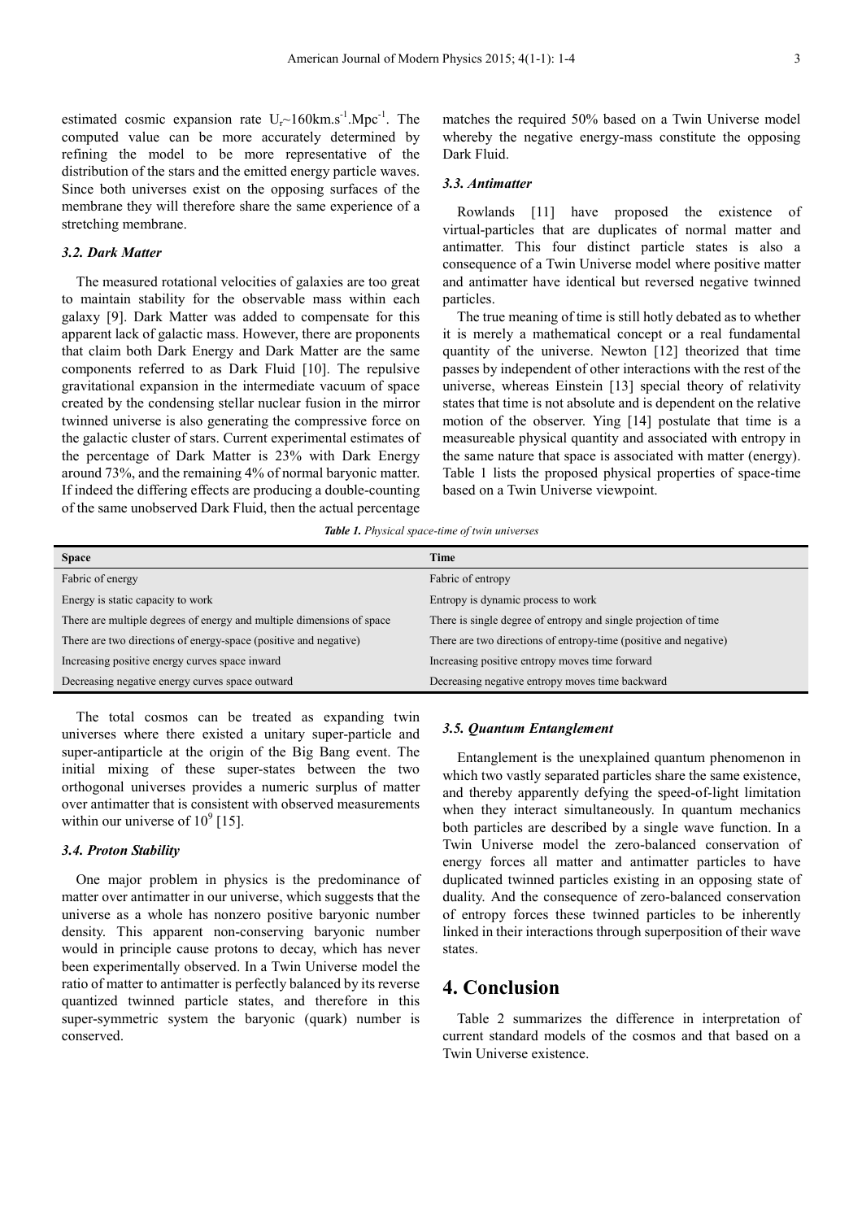estimated cosmic expansion rate $U_r$~160km.s$^{-1}$.Mpc$^{-1}$. The computed value can be more accurately determined by refining the model to be more representative of the distribution of the stars and the emitted energy particle waves. Since both universes exist on the opposing surfaces of the membrane they will therefore share the same experience of a stretching membrane.

### *3.2. Dark Matter*

The measured rotational velocities of galaxies are too great to maintain stability for the observable mass within each galaxy [9]. Dark Matter was added to compensate for this apparent lack of galactic mass. However, there are proponents that claim both Dark Energy and Dark Matter are the same components referred to as Dark Fluid [10]. The repulsive gravitational expansion in the intermediate vacuum of space created by the condensing stellar nuclear fusion in the mirror twinned universe is also generating the compressive force on the galactic cluster of stars. Current experimental estimates of the percentage of Dark Matter is 23% with Dark Energy around 73%, and the remaining 4% of normal baryonic matter. If indeed the differing effects are producing a double-counting of the same unobserved Dark Fluid, then the actual percentage matches the required 50% based on a Twin Universe model whereby the negative energy-mass constitute the opposing Dark Fluid.

### *3.3. Antimatter*

Rowlands [11] have proposed the existence of virtual-particles that are duplicates of normal matter and antimatter. This four distinct particle states is also a consequence of a Twin Universe model where positive matter and antimatter have identical but reversed negative twinned particles.

The true meaning of time is still hotly debated as to whether it is merely a mathematical concept or a real fundamental quantity of the universe. Newton [12] theorized that time passes by independent of other interactions with the rest of the universe, whereas Einstein [13] special theory of relativity states that time is not absolute and is dependent on the relative motion of the observer. Ying [14] postulate that time is a measureable physical quantity and associated with entropy in the same nature that space is associated with matter (energy). Table 1 lists the proposed physical properties of space-time based on a Twin Universe viewpoint.

***Table 1.*** *Physical space-time of twin universes*

| Space | Time |
|---|---|
| Fabric of energy | Fabric of entropy |
| Energy is static capacity to work | Entropy is dynamic process to work |
| There are multiple degrees of energy and multiple dimensions of space | There is single degree of entropy and single projection of time |
| There are two directions of energy-space (positive and negative) | There are two directions of entropy-time (positive and negative) |
| Increasing positive energy curves space inward | Increasing positive entropy moves time forward |
| Decreasing negative energy curves space outward | Decreasing negative entropy moves time backward |

The total cosmos can be treated as expanding twin universes where there existed a unitary super-particle and super-antiparticle at the origin of the Big Bang event. The initial mixing of these super-states between the two orthogonal universes provides a numeric surplus of matter over antimatter that is consistent with observed measurements within our universe of $10^9$ [15].

### *3.4. Proton Stability*

One major problem in physics is the predominance of matter over antimatter in our universe, which suggests that the universe as a whole has nonzero positive baryonic number density. This apparent non-conserving baryonic number would in principle cause protons to decay, which has never been experimentally observed. In a Twin Universe model the ratio of matter to antimatter is perfectly balanced by its reverse quantized twinned particle states, and therefore in this super-symmetric system the baryonic (quark) number is conserved.

### *3.5. Quantum Entanglement*

Entanglement is the unexplained quantum phenomenon in which two vastly separated particles share the same existence, and thereby apparently defying the speed-of-light limitation when they interact simultaneously. In quantum mechanics both particles are described by a single wave function. In a Twin Universe model the zero-balanced conservation of energy forces all matter and antimatter particles to have duplicated twinned particles existing in an opposing state of duality. And the consequence of zero-balanced conservation of entropy forces these twinned particles to be inherently linked in their interactions through superposition of their wave states.

## 4. Conclusion

Table 2 summarizes the difference in interpretation of current standard models of the cosmos and that based on a Twin Universe existence.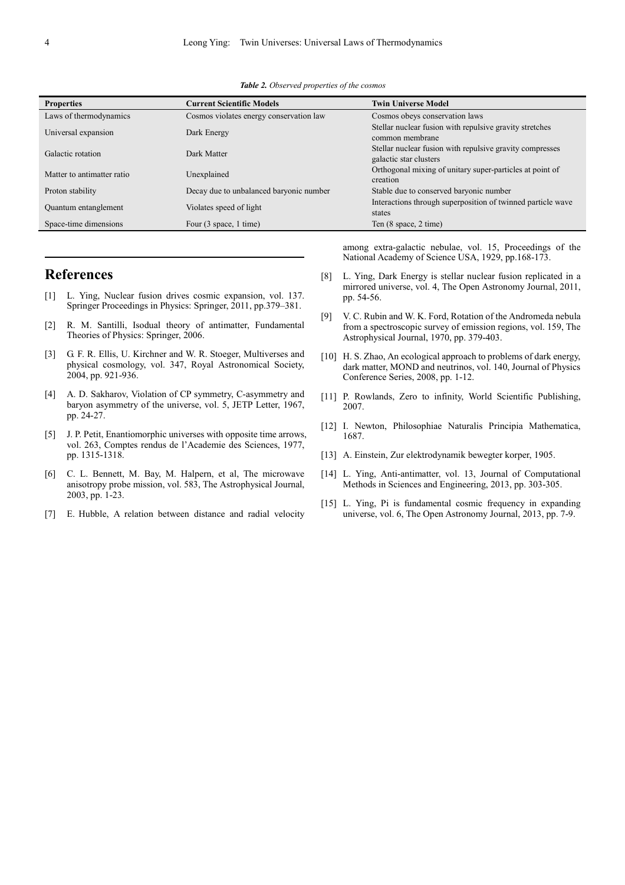*Table 2. Observed properties of the cosmos*

| Properties | Current Scientific Models | Twin Universe Model |
|---|---|---|
| Laws of thermodynamics | Cosmos violates energy conservation law | Cosmos obeys conservation laws |
| Universal expansion | Dark Energy | Stellar nuclear fusion with repulsive gravity stretches common membrane |
| Galactic rotation | Dark Matter | Stellar nuclear fusion with repulsive gravity compresses galactic star clusters |
| Matter to antimatter ratio | Unexplained | Orthogonal mixing of unitary super-particles at point of creation |
| Proton stability | Decay due to unbalanced baryonic number | Stable due to conserved baryonic number |
| Quantum entanglement | Violates speed of light | Interactions through superposition of twinned particle wave states |
| Space-time dimensions | Four (3 space, 1 time) | Ten (8 space, 2 time) |

## References

[1] L. Ying, Nuclear fusion drives cosmic expansion, vol. 137. Springer Proceedings in Physics: Springer, 2011, pp.379–381.

[2] R. M. Santilli, Isodual theory of antimatter, Fundamental Theories of Physics: Springer, 2006.

[3] G. F. R. Ellis, U. Kirchner and W. R. Stoeger, Multiverses and physical cosmology, vol. 347, Royal Astronomical Society, 2004, pp. 921-936.

[4] A. D. Sakharov, Violation of CP symmetry, C-asymmetry and baryon asymmetry of the universe, vol. 5, JETP Letter, 1967, pp. 24-27.

[5] J. P. Petit, Enantiomorphic universes with opposite time arrows, vol. 263, Comptes rendus de l'Academie des Sciences, 1977, pp. 1315-1318.

[6] C. L. Bennett, M. Bay, M. Halpern, et al, The microwave anisotropy probe mission, vol. 583, The Astrophysical Journal, 2003, pp. 1-23.

[7] E. Hubble, A relation between distance and radial velocity among extra-galactic nebulae, vol. 15, Proceedings of the National Academy of Science USA, 1929, pp.168-173.

[8] L. Ying, Dark Energy is stellar nuclear fusion replicated in a mirrored universe, vol. 4, The Open Astronomy Journal, 2011, pp. 54-56.

[9] V. C. Rubin and W. K. Ford, Rotation of the Andromeda nebula from a spectroscopic survey of emission regions, vol. 159, The Astrophysical Journal, 1970, pp. 379-403.

[10] H. S. Zhao, An ecological approach to problems of dark energy, dark matter, MOND and neutrinos, vol. 140, Journal of Physics Conference Series, 2008, pp. 1-12.

[11] P. Rowlands, Zero to infinity, World Scientific Publishing, 2007.

[12] I. Newton, Philosophiae Naturalis Principia Mathematica, 1687.

[13] A. Einstein, Zur elektrodynamik bewegter korper, 1905.

[14] L. Ying, Anti-antimatter, vol. 13, Journal of Computational Methods in Sciences and Engineering, 2013, pp. 303-305.

[15] L. Ying, Pi is fundamental cosmic frequency in expanding universe, vol. 6, The Open Astronomy Journal, 2013, pp. 7-9.